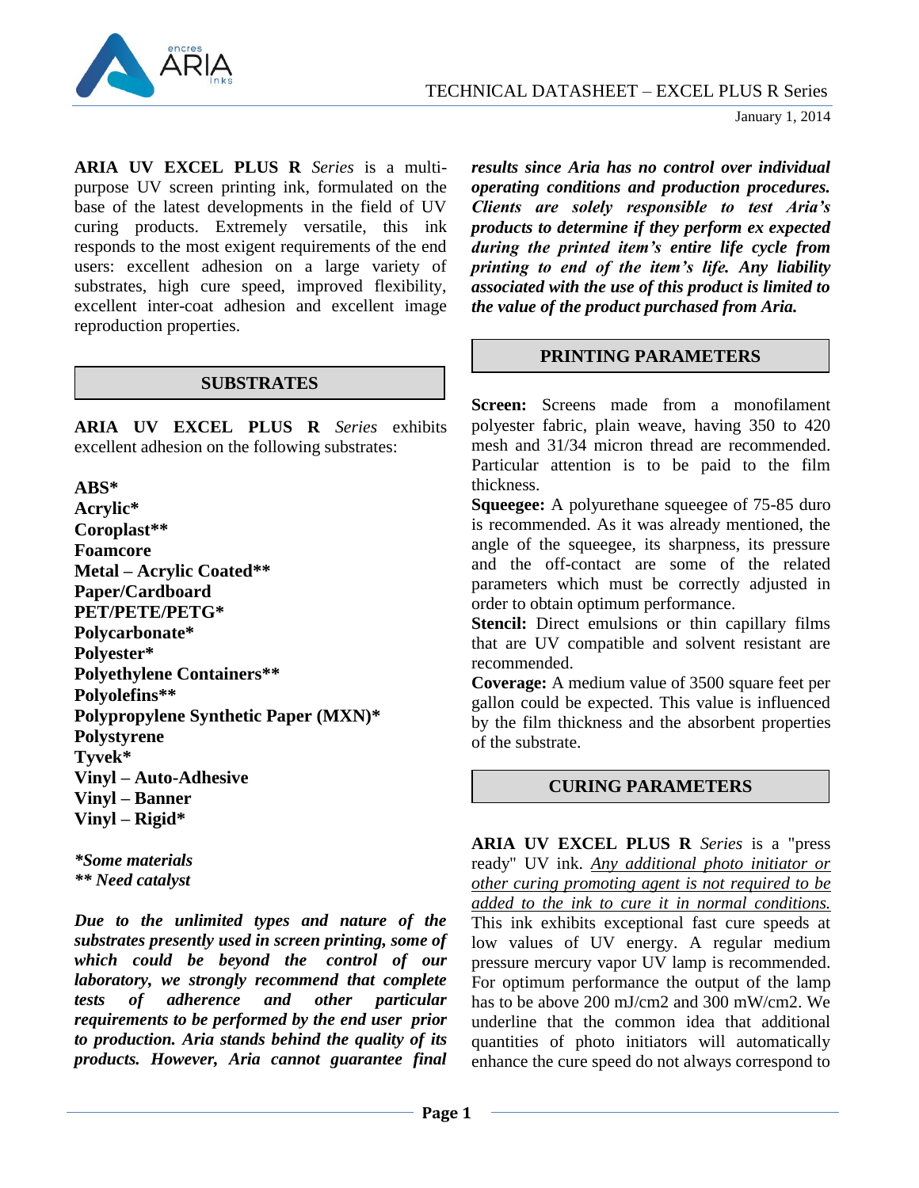# TECHNICAL DATASHEET – EXCEL PLUS R Series

January 1, 2014

**ARIA UV EXCEL PLUS R** *Series* is a multi-purpose UV screen printing ink, formulated on the base of the latest developments in the field of UV curing products. Extremely versatile, this ink responds to the most exigent requirements of the end users: excellent adhesion on a large variety of substrates, high cure speed, improved flexibility, excellent inter-coat adhesion and excellent image reproduction properties.

## SUBSTRATES

**ARIA UV EXCEL PLUS R** *Series* exhibits excellent adhesion on the following substrates:

**ABS***
**Acrylic***
**Coroplast****
**Foamcore**
**Metal – Acrylic Coated****
**Paper/Cardboard**
**PET/PETE/PETG***
**Polycarbonate***
**Polyester***
**Polyethylene Containers****
**Polyolefins****
**Polypropylene Synthetic Paper (MXN)***
**Polystyrene**
**Tyvek***
**Vinyl – Auto-Adhesive**
**Vinyl – Banner**
**Vinyl – Rigid***

****Some materials***
***** Need catalyst***

***Due to the unlimited types and nature of the substrates presently used in screen printing, some of which could be beyond the control of our laboratory, we strongly recommend that complete tests of adherence and other particular requirements to be performed by the end user prior to production. Aria stands behind the quality of its products. However, Aria cannot guarantee final results since Aria has no control over individual operating conditions and production procedures. Clients are solely responsible to test Aria's products to determine if they perform ex expected during the printed item's entire life cycle from printing to end of the item's life. Any liability associated with the use of this product is limited to the value of the product purchased from Aria.***

## PRINTING PARAMETERS

**Screen:** Screens made from a monofilament polyester fabric, plain weave, having 350 to 420 mesh and 31/34 micron thread are recommended. Particular attention is to be paid to the film thickness.

**Squeegee:** A polyurethane squeegee of 75-85 duro is recommended. As it was already mentioned, the angle of the squeegee, its sharpness, its pressure and the off-contact are some of the related parameters which must be correctly adjusted in order to obtain optimum performance.

**Stencil:** Direct emulsions or thin capillary films that are UV compatible and solvent resistant are recommended.

**Coverage:** A medium value of 3500 square feet per gallon could be expected. This value is influenced by the film thickness and the absorbent properties of the substrate.

## CURING PARAMETERS

**ARIA UV EXCEL PLUS R** *Series* is a "press ready" UV ink. <u>*Any additional photo initiator or other curing promoting agent is not required to be added to the ink to cure it in normal conditions.*</u> This ink exhibits exceptional fast cure speeds at low values of UV energy. A regular medium pressure mercury vapor UV lamp is recommended. For optimum performance the output of the lamp has to be above 200 mJ/cm2 and 300 mW/cm2. We underline that the common idea that additional quantities of photo initiators will automatically enhance the cure speed do not always correspond to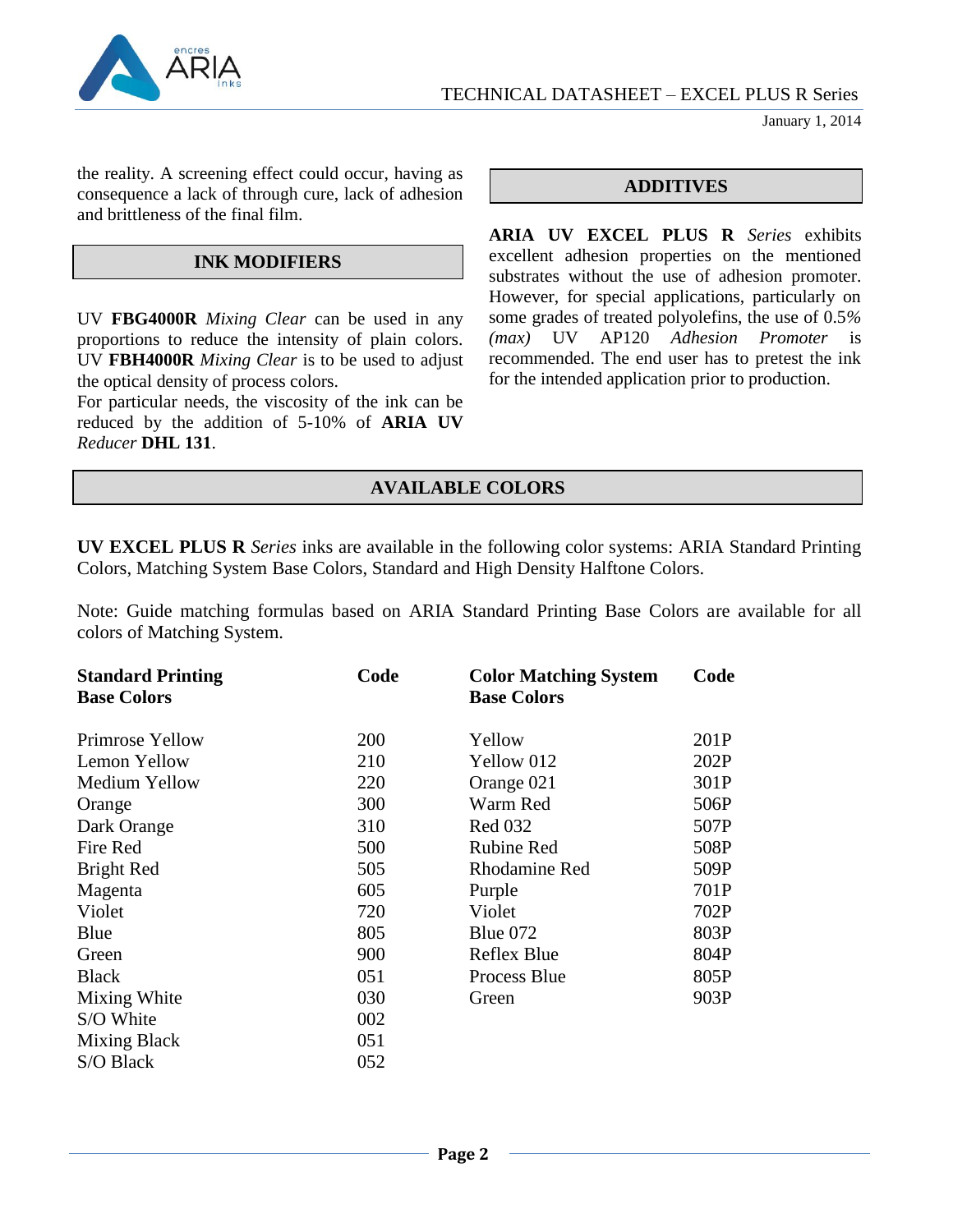the reality. A screening effect could occur, having as consequence a lack of through cure, lack of adhesion and brittleness of the final film.

## INK MODIFIERS

UV **FBG4000R** *Mixing Clear* can be used in any proportions to reduce the intensity of plain colors. UV **FBH4000R** *Mixing Clear* is to be used to adjust the optical density of process colors.
For particular needs, the viscosity of the ink can be reduced by the addition of 5-10% of **ARIA UV** *Reducer* **DHL 131**.

## ADDITIVES

**ARIA UV EXCEL PLUS R** *Series* exhibits excellent adhesion properties on the mentioned substrates without the use of adhesion promoter. However, for special applications, particularly on some grades of treated polyolefins, the use of 0.5% *(max)* UV AP120 *Adhesion Promoter* is recommended. The end user has to pretest the ink for the intended application prior to production.

## AVAILABLE COLORS

**UV EXCEL PLUS R** *Series* inks are available in the following color systems: ARIA Standard Printing Colors, Matching System Base Colors, Standard and High Density Halftone Colors.

Note: Guide matching formulas based on ARIA Standard Printing Base Colors are available for all colors of Matching System.

| **Standard Printing Base Colors** | **Code** | **Color Matching System Base Colors** | **Code** |
|---|---|---|---|
| Primrose Yellow | 200 | Yellow | 201P |
| Lemon Yellow | 210 | Yellow 012 | 202P |
| Medium Yellow | 220 | Orange 021 | 301P |
| Orange | 300 | Warm Red | 506P |
| Dark Orange | 310 | Red 032 | 507P |
| Fire Red | 500 | Rubine Red | 508P |
| Bright Red | 505 | Rhodamine Red | 509P |
| Magenta | 605 | Purple | 701P |
| Violet | 720 | Violet | 702P |
| Blue | 805 | Blue 072 | 803P |
| Green | 900 | Reflex Blue | 804P |
| Black | 051 | Process Blue | 805P |
| Mixing White | 030 | Green | 903P |
| S/O White | 002 | | |
| Mixing Black | 051 | | |
| S/O Black | 052 | | |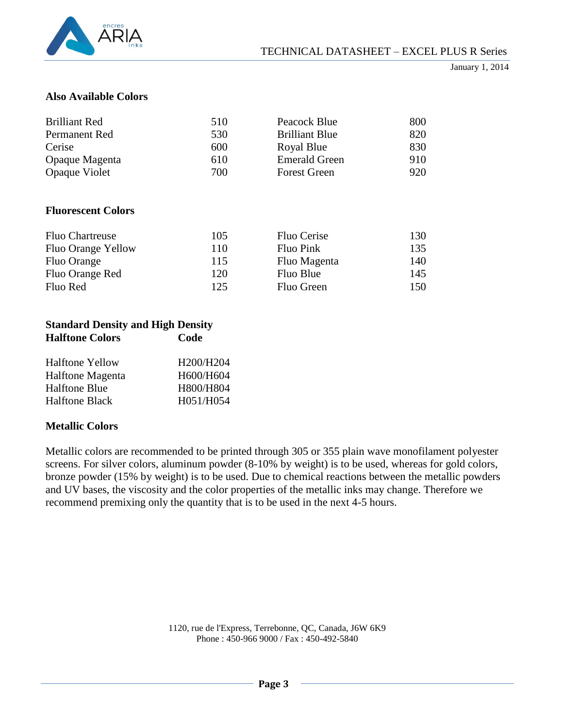## Also Available Colors

| | | | |
|---|---|---|---|
| Brilliant Red | 510 | Peacock Blue | 800 |
| Permanent Red | 530 | Brilliant Blue | 820 |
| Cerise | 600 | Royal Blue | 830 |
| Opaque Magenta | 610 | Emerald Green | 910 |
| Opaque Violet | 700 | Forest Green | 920 |

## Fluorescent Colors

| | | | |
|---|---|---|---|
| Fluo Chartreuse | 105 | Fluo Cerise | 130 |
| Fluo Orange Yellow | 110 | Fluo Pink | 135 |
| Fluo Orange | 115 | Fluo Magenta | 140 |
| Fluo Orange Red | 120 | Fluo Blue | 145 |
| Fluo Red | 125 | Fluo Green | 150 |

## Standard Density and High Density

| Halftone Colors | Code |
|---|---|
| Halftone Yellow | H200/H204 |
| Halftone Magenta | H600/H604 |
| Halftone Blue | H800/H804 |
| Halftone Black | H051/H054 |

## Metallic Colors

Metallic colors are recommended to be printed through 305 or 355 plain wave monofilament polyester screens. For silver colors, aluminum powder (8-10% by weight) is to be used, whereas for gold colors, bronze powder (15% by weight) is to be used. Due to chemical reactions between the metallic powders and UV bases, the viscosity and the color properties of the metallic inks may change. Therefore we recommend premixing only the quantity that is to be used in the next 4-5 hours.